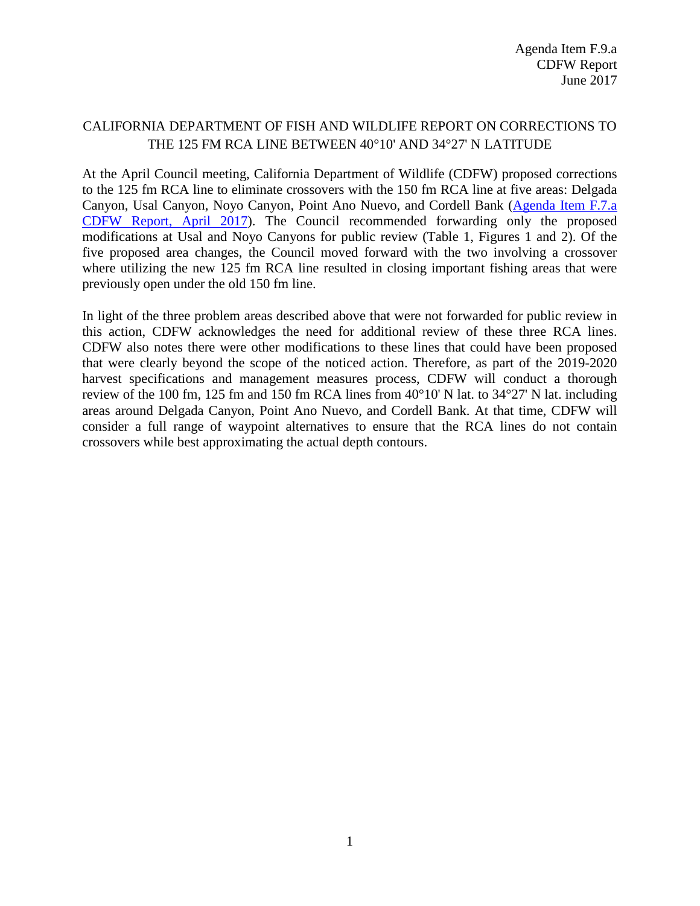Agenda Item F.9.a
CDFW Report
June 2017

# CALIFORNIA DEPARTMENT OF FISH AND WILDLIFE REPORT ON CORRECTIONS TO THE 125 FM RCA LINE BETWEEN 40°10' AND 34°27' N LATITUDE

At the April Council meeting, California Department of Wildlife (CDFW) proposed corrections to the 125 fm RCA line to eliminate crossovers with the 150 fm RCA line at five areas: Delgada Canyon, Usal Canyon, Noyo Canyon, Point Ano Nuevo, and Cordell Bank (Agenda Item F.7.a CDFW Report, April 2017). The Council recommended forwarding only the proposed modifications at Usal and Noyo Canyons for public review (Table 1, Figures 1 and 2). Of the five proposed area changes, the Council moved forward with the two involving a crossover where utilizing the new 125 fm RCA line resulted in closing important fishing areas that were previously open under the old 150 fm line.

In light of the three problem areas described above that were not forwarded for public review in this action, CDFW acknowledges the need for additional review of these three RCA lines. CDFW also notes there were other modifications to these lines that could have been proposed that were clearly beyond the scope of the noticed action. Therefore, as part of the 2019-2020 harvest specifications and management measures process, CDFW will conduct a thorough review of the 100 fm, 125 fm and 150 fm RCA lines from 40°10' N lat. to 34°27' N lat. including areas around Delgada Canyon, Point Ano Nuevo, and Cordell Bank. At that time, CDFW will consider a full range of waypoint alternatives to ensure that the RCA lines do not contain crossovers while best approximating the actual depth contours.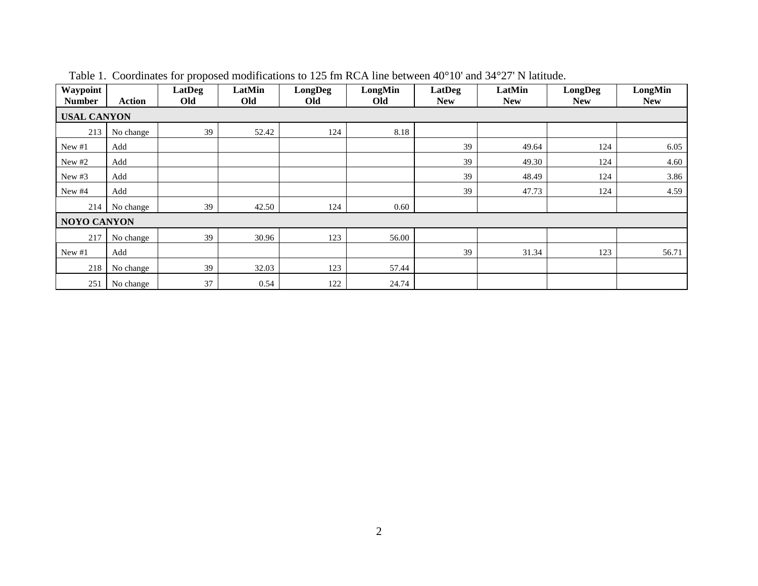Table 1. Coordinates for proposed modifications to 125 fm RCA line between 40°10' and 34°27' N latitude.

| Waypoint Number | Action | LatDeg Old | LatMin Old | LongDeg Old | LongMin Old | LatDeg New | LatMin New | LongDeg New | LongMin New |
|---|---|---|---|---|---|---|---|---|---|
| **USAL CANYON** | | | | | | | | | |
| 213 | No change | 39 | 52.42 | 124 | 8.18 | | | | |
| New #1 | Add | | | | | 39 | 49.64 | 124 | 6.05 |
| New #2 | Add | | | | | 39 | 49.30 | 124 | 4.60 |
| New #3 | Add | | | | | 39 | 48.49 | 124 | 3.86 |
| New #4 | Add | | | | | 39 | 47.73 | 124 | 4.59 |
| 214 | No change | 39 | 42.50 | 124 | 0.60 | | | | |
| **NOYO CANYON** | | | | | | | | | |
| 217 | No change | 39 | 30.96 | 123 | 56.00 | | | | |
| New #1 | Add | | | | | 39 | 31.34 | 123 | 56.71 |
| 218 | No change | 39 | 32.03 | 123 | 57.44 | | | | |
| 251 | No change | 37 | 0.54 | 122 | 24.74 | | | | |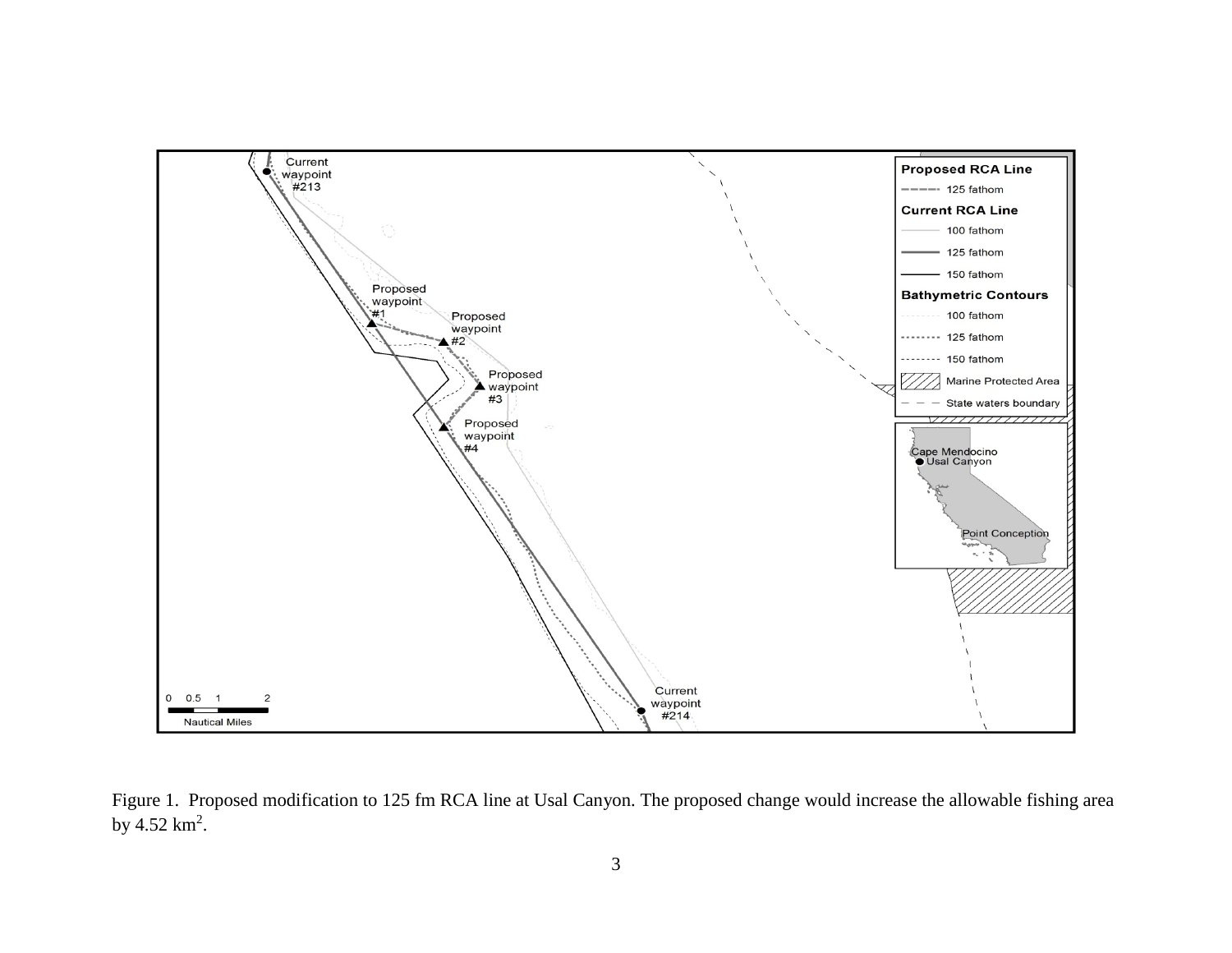Figure 1. Proposed modification to 125 fm RCA line at Usal Canyon. The proposed change would increase the allowable fishing area by 4.52 $km^2$.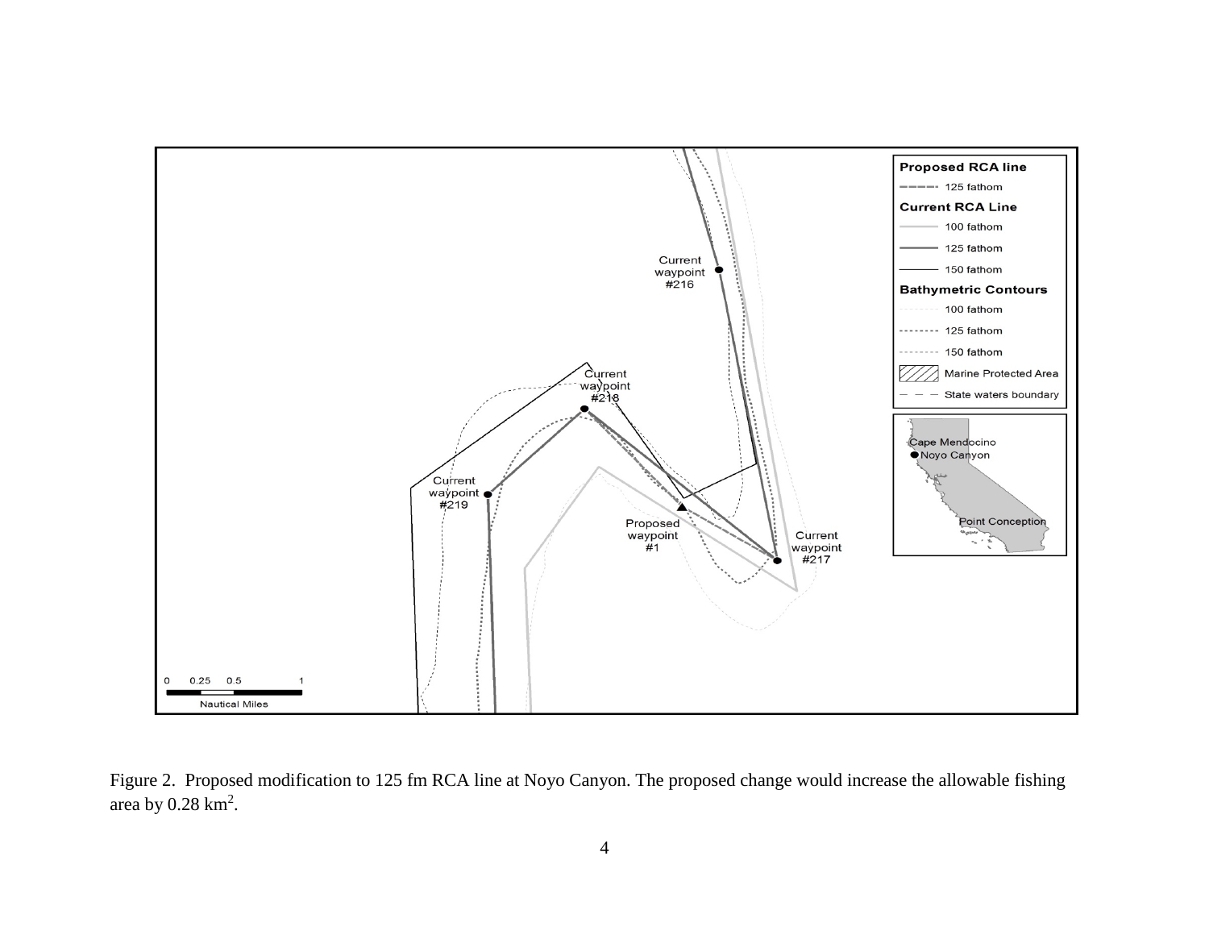Proposed RCA line

125 fathom

Current RCA Line

100 fathom

125 fathom

150 fathom

Bathymetric Contours

100 fathom

125 fathom

150 fathom

Marine Protected Area

State waters boundary

Cape Mendocino

Noyo Canyon

Point Conception

Current waypoint #216

Current waypoint #218

Current waypoint #219

Proposed waypoint #1

Current waypoint #217

0 0.25 0.5 1

Nautical Miles

Figure 2. Proposed modification to 125 fm RCA line at Noyo Canyon. The proposed change would increase the allowable fishing area by 0.28 $km^2$.